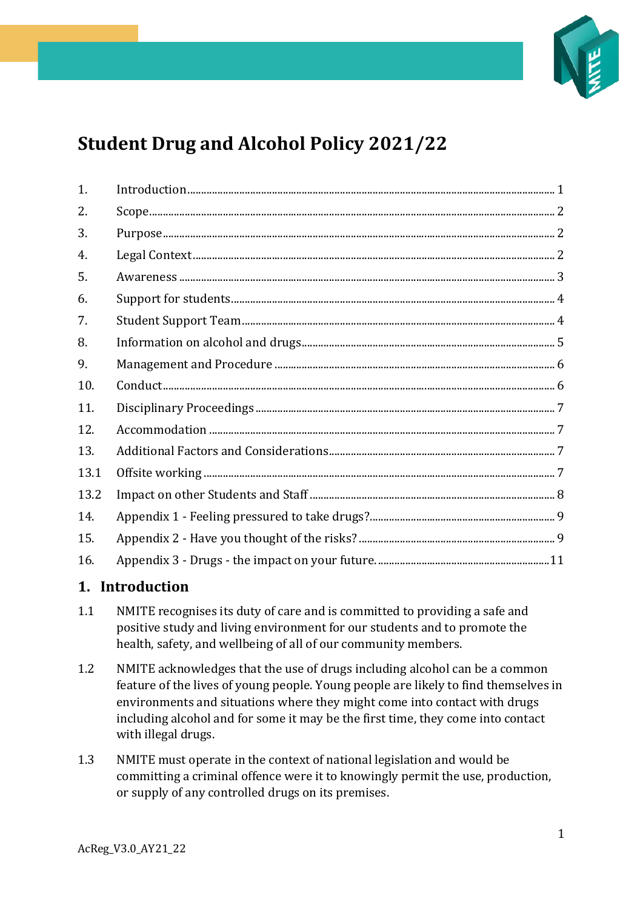# Student Drug and Alcohol Policy 2021/22

| | | |
|---|---|---|
| 1. | Introduction | 1 |
| 2. | Scope | 2 |
| 3. | Purpose | 2 |
| 4. | Legal Context | 2 |
| 5. | Awareness | 3 |
| 6. | Support for students | 4 |
| 7. | Student Support Team | 4 |
| 8. | Information on alcohol and drugs | 5 |
| 9. | Management and Procedure | 6 |
| 10. | Conduct | 6 |
| 11. | Disciplinary Proceedings | 7 |
| 12. | Accommodation | 7 |
| 13. | Additional Factors and Considerations | 7 |
| 13.1 | Offsite working | 7 |
| 13.2 | Impact on other Students and Staff | 8 |
| 14. | Appendix 1 - Feeling pressured to take drugs? | 9 |
| 15. | Appendix 2 - Have you thought of the risks? | 9 |
| 16. | Appendix 3 - Drugs - the impact on your future. | 11 |

## 1. Introduction

1.1 NMITE recognises its duty of care and is committed to providing a safe and positive study and living environment for our students and to promote the health, safety, and wellbeing of all of our community members.

1.2 NMITE acknowledges that the use of drugs including alcohol can be a common feature of the lives of young people. Young people are likely to find themselves in environments and situations where they might come into contact with drugs including alcohol and for some it may be the first time, they come into contact with illegal drugs.

1.3 NMITE must operate in the context of national legislation and would be committing a criminal offence were it to knowingly permit the use, production, or supply of any controlled drugs on its premises.

AcReg_V3.0_AY21_22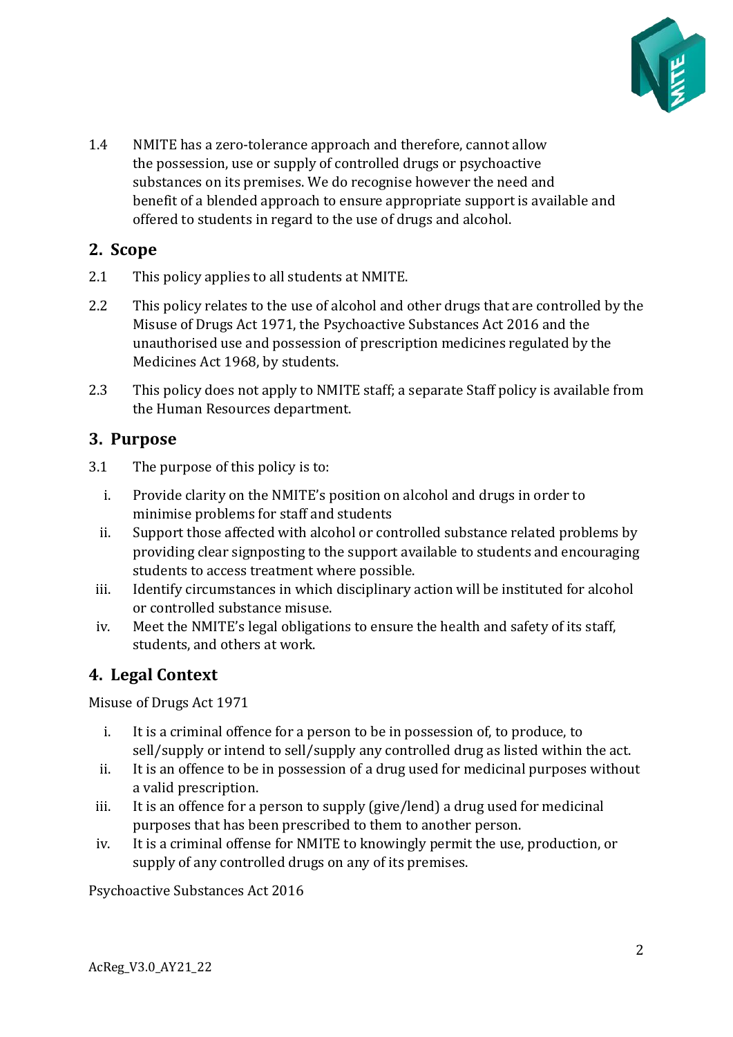1.4 NMITE has a zero-tolerance approach and therefore, cannot allow the possession, use or supply of controlled drugs or psychoactive substances on its premises. We do recognise however the need and benefit of a blended approach to ensure appropriate support is available and offered to students in regard to the use of drugs and alcohol.

## 2. Scope

2.1 This policy applies to all students at NMITE.

2.2 This policy relates to the use of alcohol and other drugs that are controlled by the Misuse of Drugs Act 1971, the Psychoactive Substances Act 2016 and the unauthorised use and possession of prescription medicines regulated by the Medicines Act 1968, by students.

2.3 This policy does not apply to NMITE staff; a separate Staff policy is available from the Human Resources department.

## 3. Purpose

3.1 The purpose of this policy is to:

i. Provide clarity on the NMITE's position on alcohol and drugs in order to minimise problems for staff and students

ii. Support those affected with alcohol or controlled substance related problems by providing clear signposting to the support available to students and encouraging students to access treatment where possible.

iii. Identify circumstances in which disciplinary action will be instituted for alcohol or controlled substance misuse.

iv. Meet the NMITE's legal obligations to ensure the health and safety of its staff, students, and others at work.

## 4. Legal Context

Misuse of Drugs Act 1971

i. It is a criminal offence for a person to be in possession of, to produce, to sell/supply or intend to sell/supply any controlled drug as listed within the act.

ii. It is an offence to be in possession of a drug used for medicinal purposes without a valid prescription.

iii. It is an offence for a person to supply (give/lend) a drug used for medicinal purposes that has been prescribed to them to another person.

iv. It is a criminal offense for NMITE to knowingly permit the use, production, or supply of any controlled drugs on any of its premises.

Psychoactive Substances Act 2016

AcReg_V3.0_AY21_22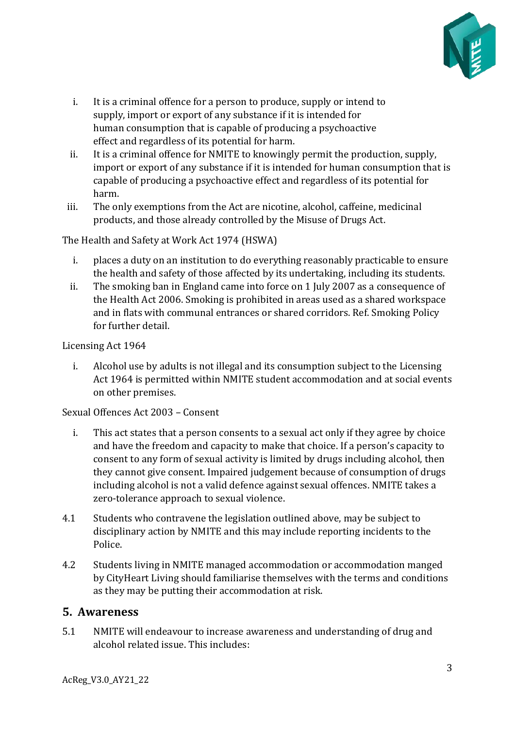i. It is a criminal offence for a person to produce, supply or intend to supply, import or export of any substance if it is intended for human consumption that is capable of producing a psychoactive effect and regardless of its potential for harm.
ii. It is a criminal offence for NMITE to knowingly permit the production, supply, import or export of any substance if it is intended for human consumption that is capable of producing a psychoactive effect and regardless of its potential for harm.
iii. The only exemptions from the Act are nicotine, alcohol, caffeine, medicinal products, and those already controlled by the Misuse of Drugs Act.

The Health and Safety at Work Act 1974 (HSWA)

i. places a duty on an institution to do everything reasonably practicable to ensure the health and safety of those affected by its undertaking, including its students.
ii. The smoking ban in England came into force on 1 July 2007 as a consequence of the Health Act 2006. Smoking is prohibited in areas used as a shared workspace and in flats with communal entrances or shared corridors. Ref. Smoking Policy for further detail.

Licensing Act 1964

i. Alcohol use by adults is not illegal and its consumption subject to the Licensing Act 1964 is permitted within NMITE student accommodation and at social events on other premises.

Sexual Offences Act 2003 – Consent

i. This act states that a person consents to a sexual act only if they agree by choice and have the freedom and capacity to make that choice. If a person's capacity to consent to any form of sexual activity is limited by drugs including alcohol, then they cannot give consent. Impaired judgement because of consumption of drugs including alcohol is not a valid defence against sexual offences. NMITE takes a zero-tolerance approach to sexual violence.

4.1 Students who contravene the legislation outlined above, may be subject to disciplinary action by NMITE and this may include reporting incidents to the Police.

4.2 Students living in NMITE managed accommodation or accommodation manged by CityHeart Living should familiarise themselves with the terms and conditions as they may be putting their accommodation at risk.

## 5. Awareness

5.1 NMITE will endeavour to increase awareness and understanding of drug and alcohol related issue. This includes: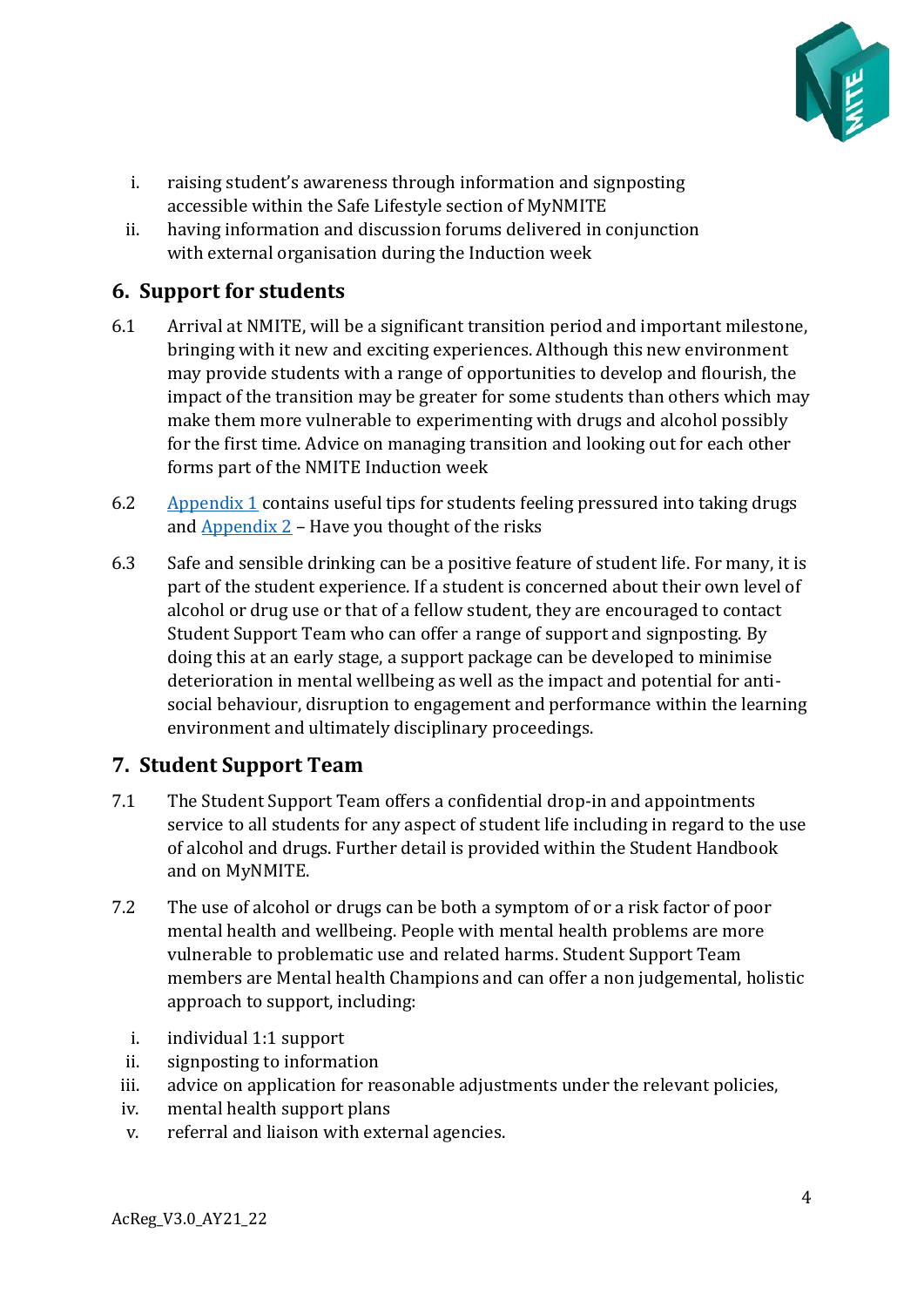i. raising student's awareness through information and signposting accessible within the Safe Lifestyle section of MyNMITE
ii. having information and discussion forums delivered in conjunction with external organisation during the Induction week

## 6. Support for students

6.1 Arrival at NMITE, will be a significant transition period and important milestone, bringing with it new and exciting experiences. Although this new environment may provide students with a range of opportunities to develop and flourish, the impact of the transition may be greater for some students than others which may make them more vulnerable to experimenting with drugs and alcohol possibly for the first time. Advice on managing transition and looking out for each other forms part of the NMITE Induction week

6.2 Appendix 1 contains useful tips for students feeling pressured into taking drugs and Appendix 2 – Have you thought of the risks

6.3 Safe and sensible drinking can be a positive feature of student life. For many, it is part of the student experience. If a student is concerned about their own level of alcohol or drug use or that of a fellow student, they are encouraged to contact Student Support Team who can offer a range of support and signposting. By doing this at an early stage, a support package can be developed to minimise deterioration in mental wellbeing as well as the impact and potential for anti-social behaviour, disruption to engagement and performance within the learning environment and ultimately disciplinary proceedings.

## 7. Student Support Team

7.1 The Student Support Team offers a confidential drop-in and appointments service to all students for any aspect of student life including in regard to the use of alcohol and drugs. Further detail is provided within the Student Handbook and on MyNMITE.

7.2 The use of alcohol or drugs can be both a symptom of or a risk factor of poor mental health and wellbeing. People with mental health problems are more vulnerable to problematic use and related harms. Student Support Team members are Mental health Champions and can offer a non judgemental, holistic approach to support, including:

i. individual 1:1 support
ii. signposting to information
iii. advice on application for reasonable adjustments under the relevant policies,
iv. mental health support plans
v. referral and liaison with external agencies.

AcReg_V3.0_AY21_22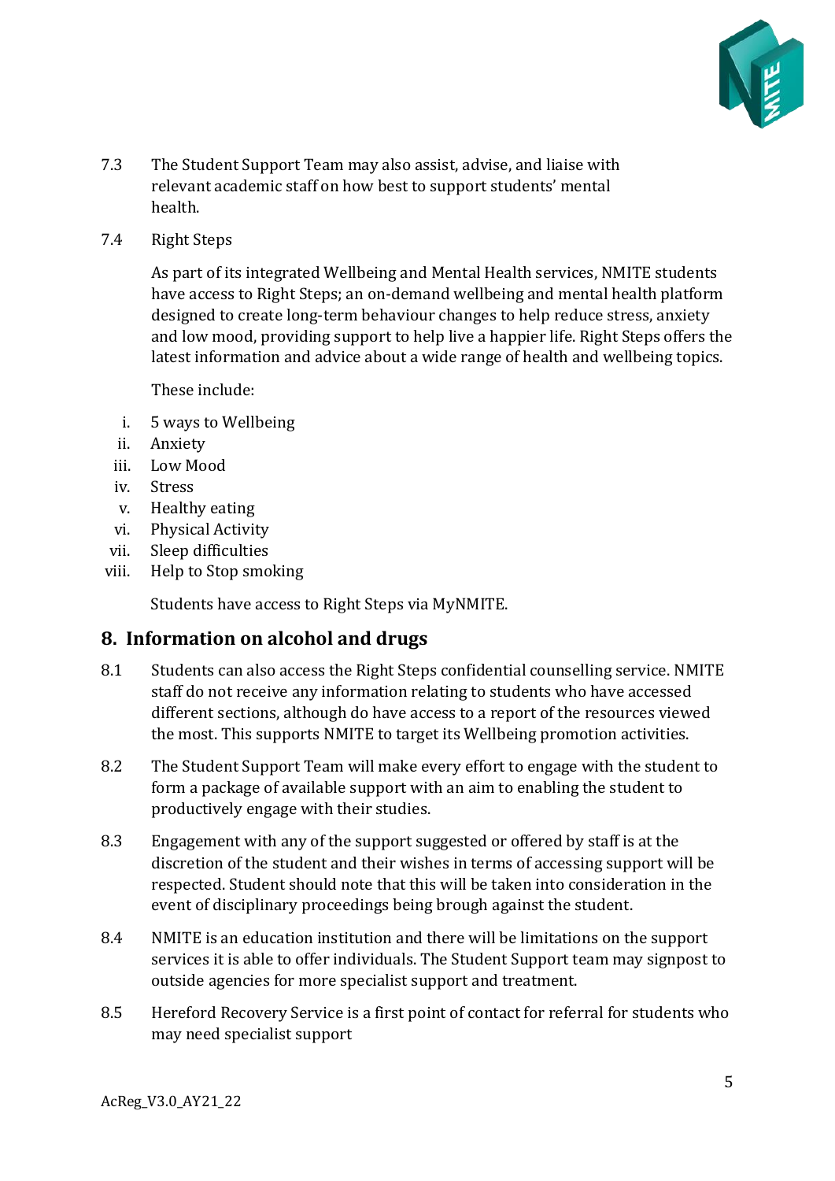7.3 The Student Support Team may also assist, advise, and liaise with relevant academic staff on how best to support students' mental health.

7.4 Right Steps

As part of its integrated Wellbeing and Mental Health services, NMITE students have access to Right Steps; an on-demand wellbeing and mental health platform designed to create long-term behaviour changes to help reduce stress, anxiety and low mood, providing support to help live a happier life. Right Steps offers the latest information and advice about a wide range of health and wellbeing topics.

These include:

i. 5 ways to Wellbeing
ii. Anxiety
iii. Low Mood
iv. Stress
v. Healthy eating
vi. Physical Activity
vii. Sleep difficulties
viii. Help to Stop smoking

Students have access to Right Steps via MyNMITE.

## 8. Information on alcohol and drugs

8.1 Students can also access the Right Steps confidential counselling service. NMITE staff do not receive any information relating to students who have accessed different sections, although do have access to a report of the resources viewed the most. This supports NMITE to target its Wellbeing promotion activities.

8.2 The Student Support Team will make every effort to engage with the student to form a package of available support with an aim to enabling the student to productively engage with their studies.

8.3 Engagement with any of the support suggested or offered by staff is at the discretion of the student and their wishes in terms of accessing support will be respected. Student should note that this will be taken into consideration in the event of disciplinary proceedings being brough against the student.

8.4 NMITE is an education institution and there will be limitations on the support services it is able to offer individuals. The Student Support team may signpost to outside agencies for more specialist support and treatment.

8.5 Hereford Recovery Service is a first point of contact for referral for students who may need specialist support

AcReg_V3.0_AY21_22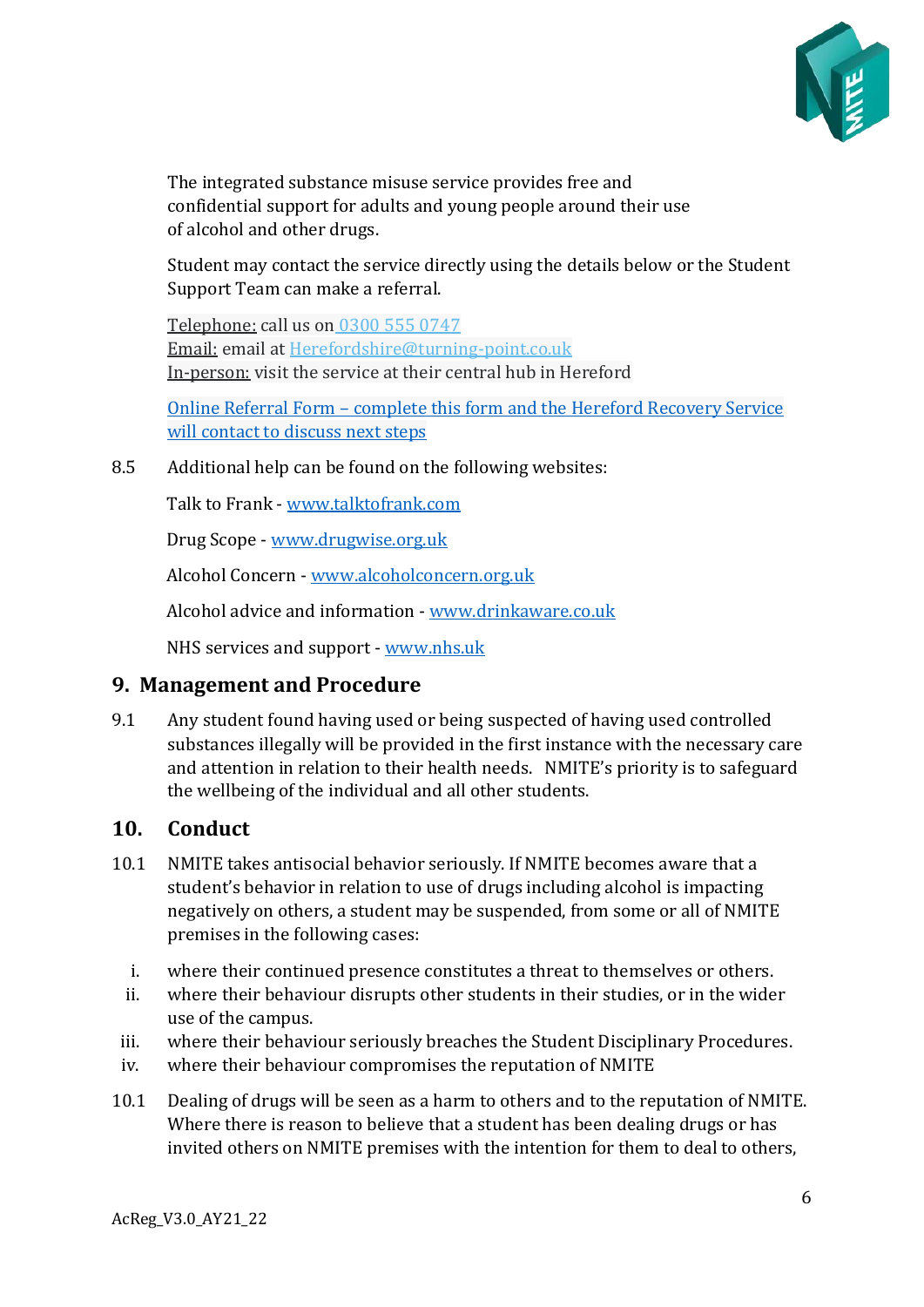The integrated substance misuse service provides free and confidential support for adults and young people around their use of alcohol and other drugs.

Student may contact the service directly using the details below or the Student Support Team can make a referral.

Telephone: call us on 0300 555 0747
Email: email at Herefordshire@turning-point.co.uk
In-person: visit the service at their central hub in Hereford

Online Referral Form – complete this form and the Hereford Recovery Service will contact to discuss next steps

8.5 Additional help can be found on the following websites:

Talk to Frank - www.talktofrank.com

Drug Scope - www.drugwise.org.uk

Alcohol Concern - www.alcoholconcern.org.uk

Alcohol advice and information - www.drinkaware.co.uk

NHS services and support - www.nhs.uk

## 9. Management and Procedure

9.1 Any student found having used or being suspected of having used controlled substances illegally will be provided in the first instance with the necessary care and attention in relation to their health needs. NMITE's priority is to safeguard the wellbeing of the individual and all other students.

## 10. Conduct

10.1 NMITE takes antisocial behavior seriously. If NMITE becomes aware that a student's behavior in relation to use of drugs including alcohol is impacting negatively on others, a student may be suspended, from some or all of NMITE premises in the following cases:

i. where their continued presence constitutes a threat to themselves or others.
ii. where their behaviour disrupts other students in their studies, or in the wider use of the campus.
iii. where their behaviour seriously breaches the Student Disciplinary Procedures.
iv. where their behaviour compromises the reputation of NMITE

10.1 Dealing of drugs will be seen as a harm to others and to the reputation of NMITE. Where there is reason to believe that a student has been dealing drugs or has invited others on NMITE premises with the intention for them to deal to others,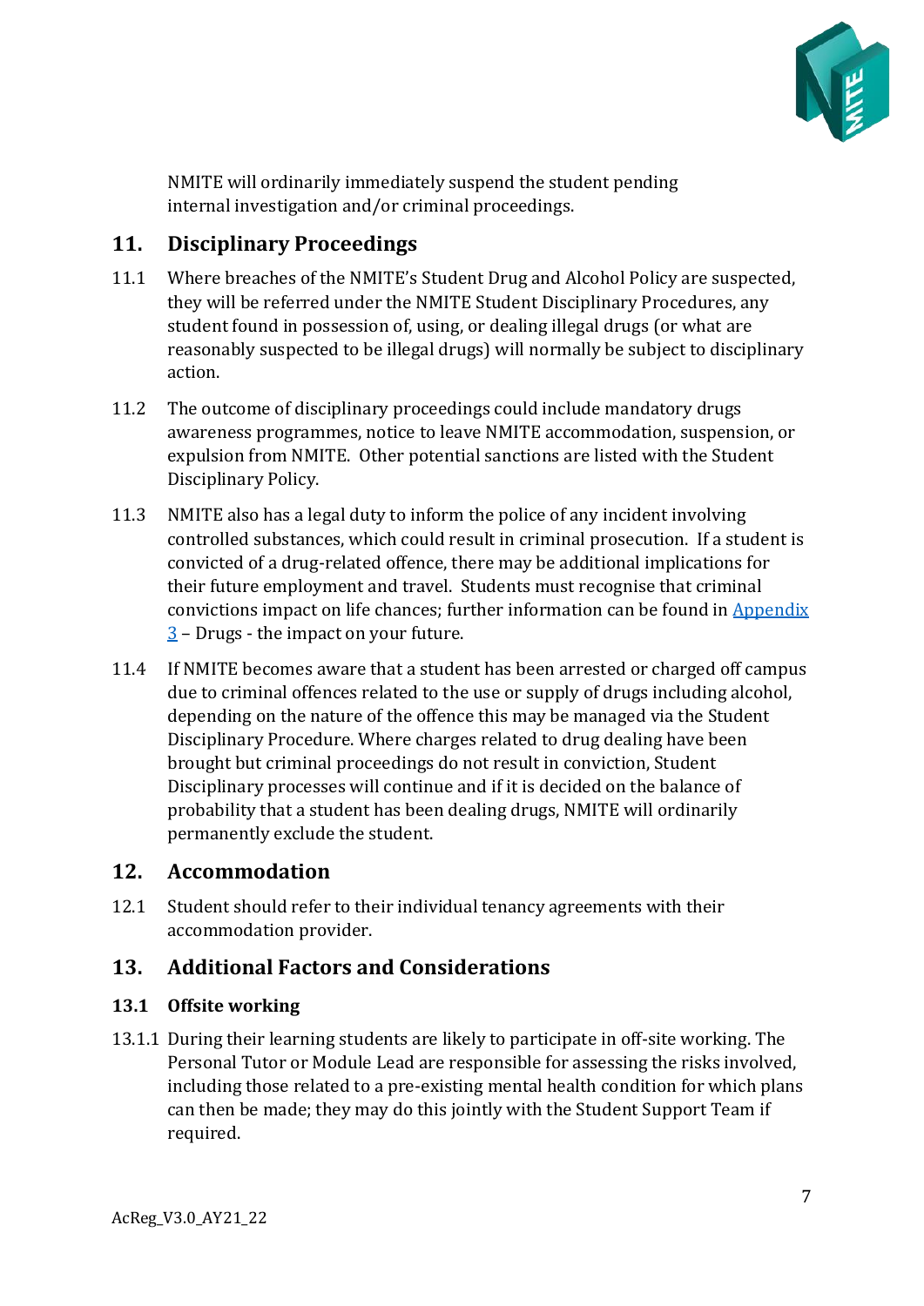NMITE will ordinarily immediately suspend the student pending internal investigation and/or criminal proceedings.

## 11. Disciplinary Proceedings

11.1 Where breaches of the NMITE's Student Drug and Alcohol Policy are suspected, they will be referred under the NMITE Student Disciplinary Procedures, any student found in possession of, using, or dealing illegal drugs (or what are reasonably suspected to be illegal drugs) will normally be subject to disciplinary action.

11.2 The outcome of disciplinary proceedings could include mandatory drugs awareness programmes, notice to leave NMITE accommodation, suspension, or expulsion from NMITE. Other potential sanctions are listed with the Student Disciplinary Policy.

11.3 NMITE also has a legal duty to inform the police of any incident involving controlled substances, which could result in criminal prosecution. If a student is convicted of a drug-related offence, there may be additional implications for their future employment and travel. Students must recognise that criminal convictions impact on life chances; further information can be found in Appendix 3 – Drugs - the impact on your future.

11.4 If NMITE becomes aware that a student has been arrested or charged off campus due to criminal offences related to the use or supply of drugs including alcohol, depending on the nature of the offence this may be managed via the Student Disciplinary Procedure. Where charges related to drug dealing have been brought but criminal proceedings do not result in conviction, Student Disciplinary processes will continue and if it is decided on the balance of probability that a student has been dealing drugs, NMITE will ordinarily permanently exclude the student.

## 12. Accommodation

12.1 Student should refer to their individual tenancy agreements with their accommodation provider.

## 13. Additional Factors and Considerations

### 13.1 Offsite working

13.1.1 During their learning students are likely to participate in off-site working. The Personal Tutor or Module Lead are responsible for assessing the risks involved, including those related to a pre-existing mental health condition for which plans can then be made; they may do this jointly with the Student Support Team if required.

AcReg_V3.0_AY21_22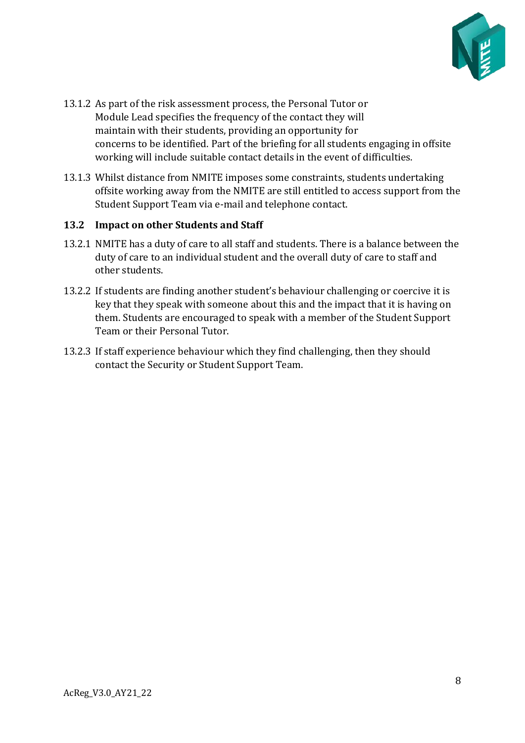13.1.2 As part of the risk assessment process, the Personal Tutor or Module Lead specifies the frequency of the contact they will maintain with their students, providing an opportunity for concerns to be identified. Part of the briefing for all students engaging in offsite working will include suitable contact details in the event of difficulties.

13.1.3 Whilst distance from NMITE imposes some constraints, students undertaking offsite working away from the NMITE are still entitled to access support from the Student Support Team via e-mail and telephone contact.

### 13.2 Impact on other Students and Staff

13.2.1 NMITE has a duty of care to all staff and students. There is a balance between the duty of care to an individual student and the overall duty of care to staff and other students.

13.2.2 If students are finding another student's behaviour challenging or coercive it is key that they speak with someone about this and the impact that it is having on them. Students are encouraged to speak with a member of the Student Support Team or their Personal Tutor.

13.2.3 If staff experience behaviour which they find challenging, then they should contact the Security or Student Support Team.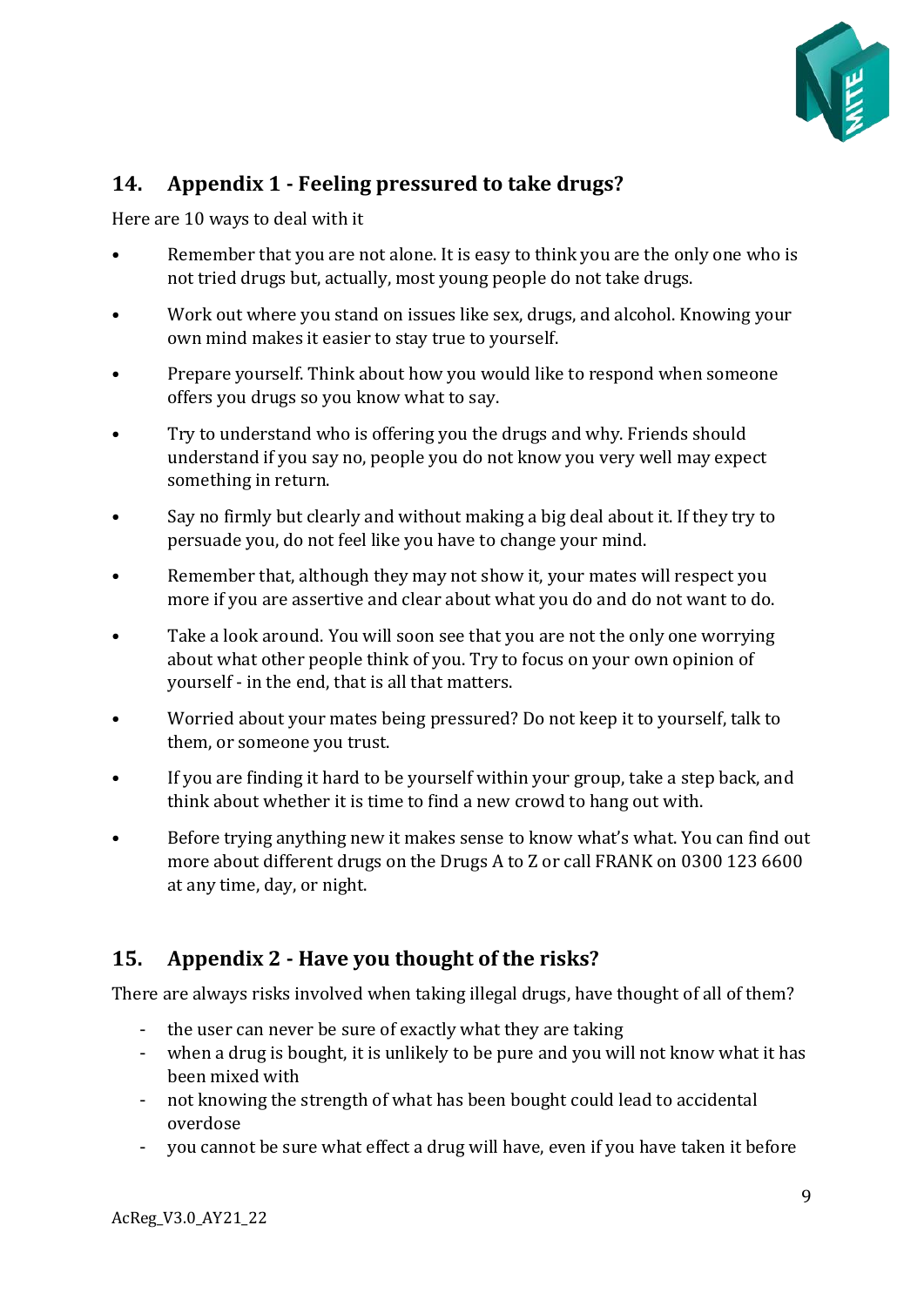## 14. Appendix 1 - Feeling pressured to take drugs?

Here are 10 ways to deal with it

- Remember that you are not alone. It is easy to think you are the only one who is not tried drugs but, actually, most young people do not take drugs.
- Work out where you stand on issues like sex, drugs, and alcohol. Knowing your own mind makes it easier to stay true to yourself.
- Prepare yourself. Think about how you would like to respond when someone offers you drugs so you know what to say.
- Try to understand who is offering you the drugs and why. Friends should understand if you say no, people you do not know you very well may expect something in return.
- Say no firmly but clearly and without making a big deal about it. If they try to persuade you, do not feel like you have to change your mind.
- Remember that, although they may not show it, your mates will respect you more if you are assertive and clear about what you do and do not want to do.
- Take a look around. You will soon see that you are not the only one worrying about what other people think of you. Try to focus on your own opinion of yourself - in the end, that is all that matters.
- Worried about your mates being pressured? Do not keep it to yourself, talk to them, or someone you trust.
- If you are finding it hard to be yourself within your group, take a step back, and think about whether it is time to find a new crowd to hang out with.
- Before trying anything new it makes sense to know what's what. You can find out more about different drugs on the Drugs A to Z or call FRANK on 0300 123 6600 at any time, day, or night.

## 15. Appendix 2 - Have you thought of the risks?

There are always risks involved when taking illegal drugs, have thought of all of them?

- the user can never be sure of exactly what they are taking
- when a drug is bought, it is unlikely to be pure and you will not know what it has been mixed with
- not knowing the strength of what has been bought could lead to accidental overdose
- you cannot be sure what effect a drug will have, even if you have taken it before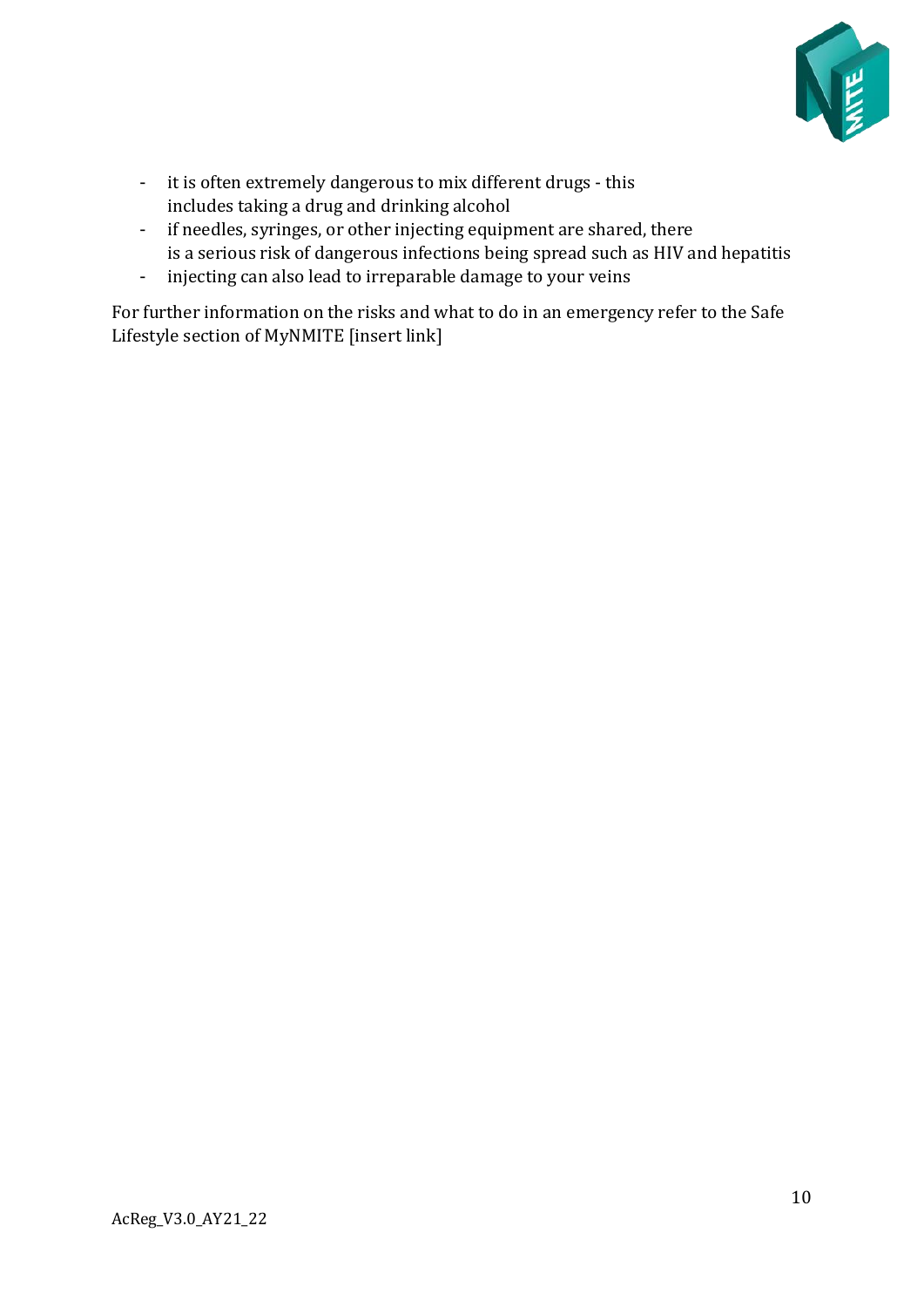- it is often extremely dangerous to mix different drugs - this includes taking a drug and drinking alcohol
- if needles, syringes, or other injecting equipment are shared, there is a serious risk of dangerous infections being spread such as HIV and hepatitis
- injecting can also lead to irreparable damage to your veins

For further information on the risks and what to do in an emergency refer to the Safe Lifestyle section of MyNMITE [insert link]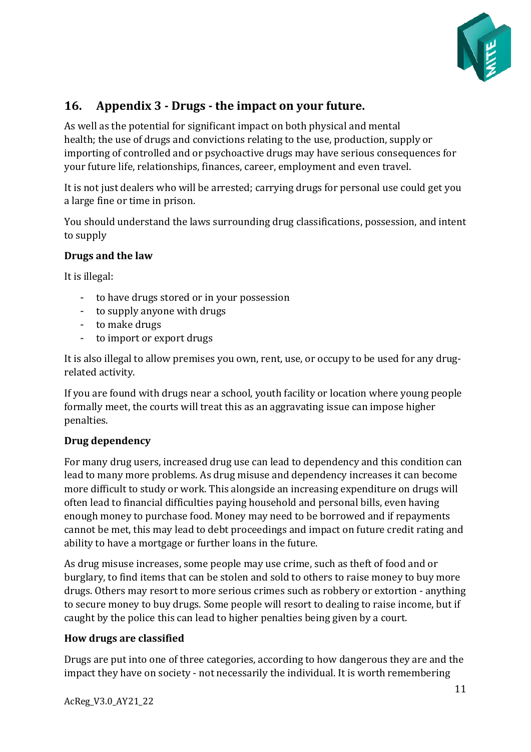## 16. Appendix 3 - Drugs - the impact on your future.

As well as the potential for significant impact on both physical and mental health; the use of drugs and convictions relating to the use, production, supply or importing of controlled and or psychoactive drugs may have serious consequences for your future life, relationships, finances, career, employment and even travel.

It is not just dealers who will be arrested; carrying drugs for personal use could get you a large fine or time in prison.

You should understand the laws surrounding drug classifications, possession, and intent to supply

**Drugs and the law**

It is illegal:

- to have drugs stored or in your possession
- to supply anyone with drugs
- to make drugs
- to import or export drugs

It is also illegal to allow premises you own, rent, use, or occupy to be used for any drug-related activity.

If you are found with drugs near a school, youth facility or location where young people formally meet, the courts will treat this as an aggravating issue can impose higher penalties.

**Drug dependency**

For many drug users, increased drug use can lead to dependency and this condition can lead to many more problems. As drug misuse and dependency increases it can become more difficult to study or work. This alongside an increasing expenditure on drugs will often lead to financial difficulties paying household and personal bills, even having enough money to purchase food. Money may need to be borrowed and if repayments cannot be met, this may lead to debt proceedings and impact on future credit rating and ability to have a mortgage or further loans in the future.

As drug misuse increases, some people may use crime, such as theft of food and or burglary, to find items that can be stolen and sold to others to raise money to buy more drugs. Others may resort to more serious crimes such as robbery or extortion - anything to secure money to buy drugs. Some people will resort to dealing to raise income, but if caught by the police this can lead to higher penalties being given by a court.

**How drugs are classified**

Drugs are put into one of three categories, according to how dangerous they are and the impact they have on society - not necessarily the individual. It is worth remembering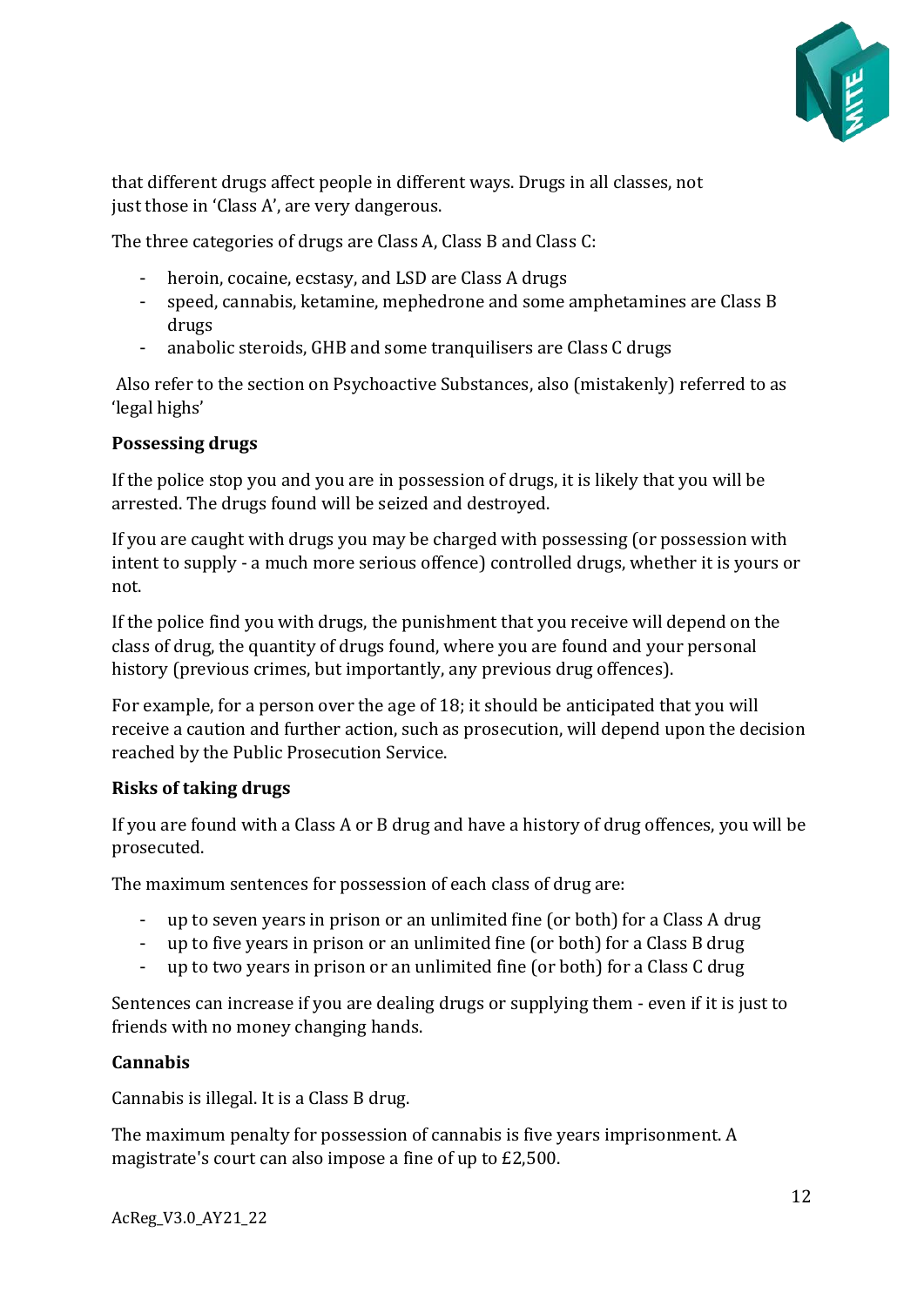that different drugs affect people in different ways. Drugs in all classes, not just those in 'Class A', are very dangerous.

The three categories of drugs are Class A, Class B and Class C:

- heroin, cocaine, ecstasy, and LSD are Class A drugs
- speed, cannabis, ketamine, mephedrone and some amphetamines are Class B drugs
- anabolic steroids, GHB and some tranquilisers are Class C drugs

Also refer to the section on Psychoactive Substances, also (mistakenly) referred to as 'legal highs'

**Possessing drugs**

If the police stop you and you are in possession of drugs, it is likely that you will be arrested. The drugs found will be seized and destroyed.

If you are caught with drugs you may be charged with possessing (or possession with intent to supply - a much more serious offence) controlled drugs, whether it is yours or not.

If the police find you with drugs, the punishment that you receive will depend on the class of drug, the quantity of drugs found, where you are found and your personal history (previous crimes, but importantly, any previous drug offences).

For example, for a person over the age of 18; it should be anticipated that you will receive a caution and further action, such as prosecution, will depend upon the decision reached by the Public Prosecution Service.

**Risks of taking drugs**

If you are found with a Class A or B drug and have a history of drug offences, you will be prosecuted.

The maximum sentences for possession of each class of drug are:

- up to seven years in prison or an unlimited fine (or both) for a Class A drug
- up to five years in prison or an unlimited fine (or both) for a Class B drug
- up to two years in prison or an unlimited fine (or both) for a Class C drug

Sentences can increase if you are dealing drugs or supplying them - even if it is just to friends with no money changing hands.

**Cannabis**

Cannabis is illegal. It is a Class B drug.

The maximum penalty for possession of cannabis is five years imprisonment. A magistrate's court can also impose a fine of up to £2,500.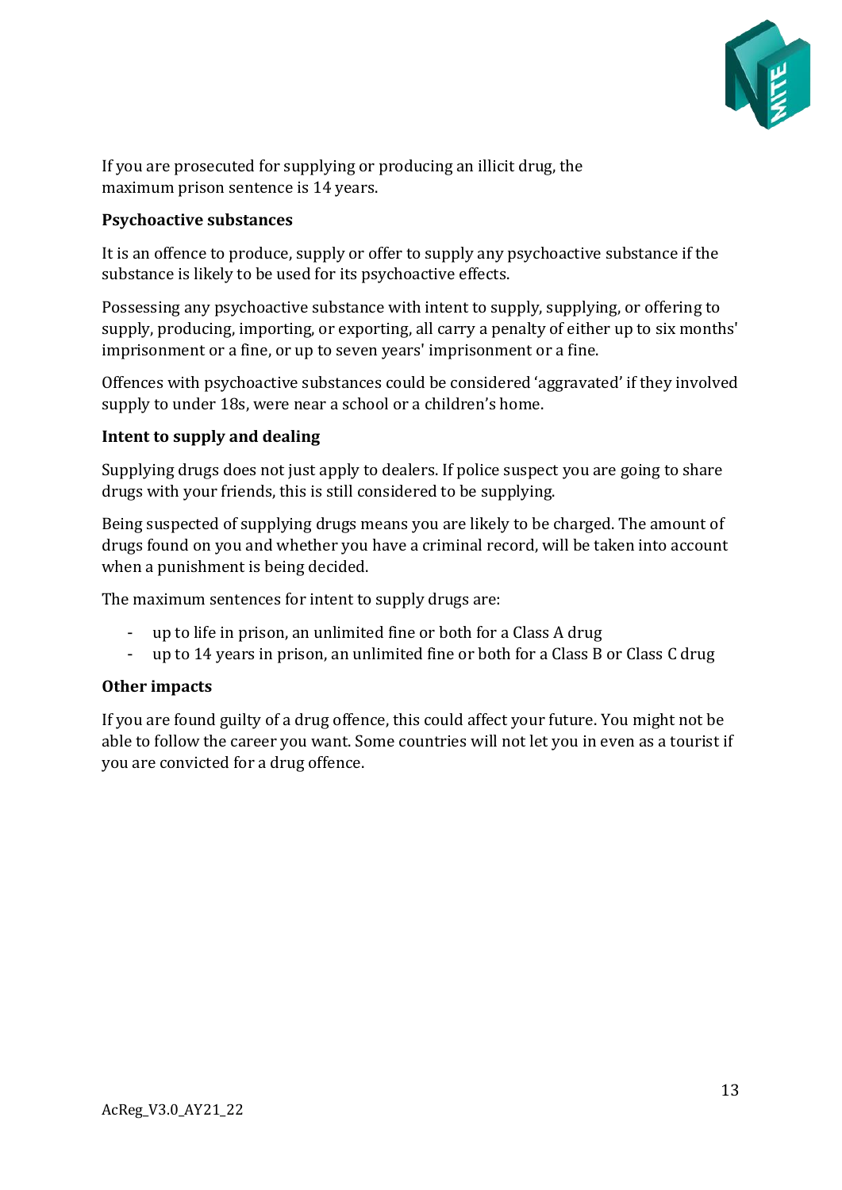If you are prosecuted for supplying or producing an illicit drug, the maximum prison sentence is 14 years.

### Psychoactive substances

It is an offence to produce, supply or offer to supply any psychoactive substance if the substance is likely to be used for its psychoactive effects.

Possessing any psychoactive substance with intent to supply, supplying, or offering to supply, producing, importing, or exporting, all carry a penalty of either up to six months' imprisonment or a fine, or up to seven years' imprisonment or a fine.

Offences with psychoactive substances could be considered 'aggravated' if they involved supply to under 18s, were near a school or a children's home.

### Intent to supply and dealing

Supplying drugs does not just apply to dealers. If police suspect you are going to share drugs with your friends, this is still considered to be supplying.

Being suspected of supplying drugs means you are likely to be charged. The amount of drugs found on you and whether you have a criminal record, will be taken into account when a punishment is being decided.

The maximum sentences for intent to supply drugs are:

- up to life in prison, an unlimited fine or both for a Class A drug
- up to 14 years in prison, an unlimited fine or both for a Class B or Class C drug

### Other impacts

If you are found guilty of a drug offence, this could affect your future. You might not be able to follow the career you want. Some countries will not let you in even as a tourist if you are convicted for a drug offence.

AcReg_V3.0_AY21_22